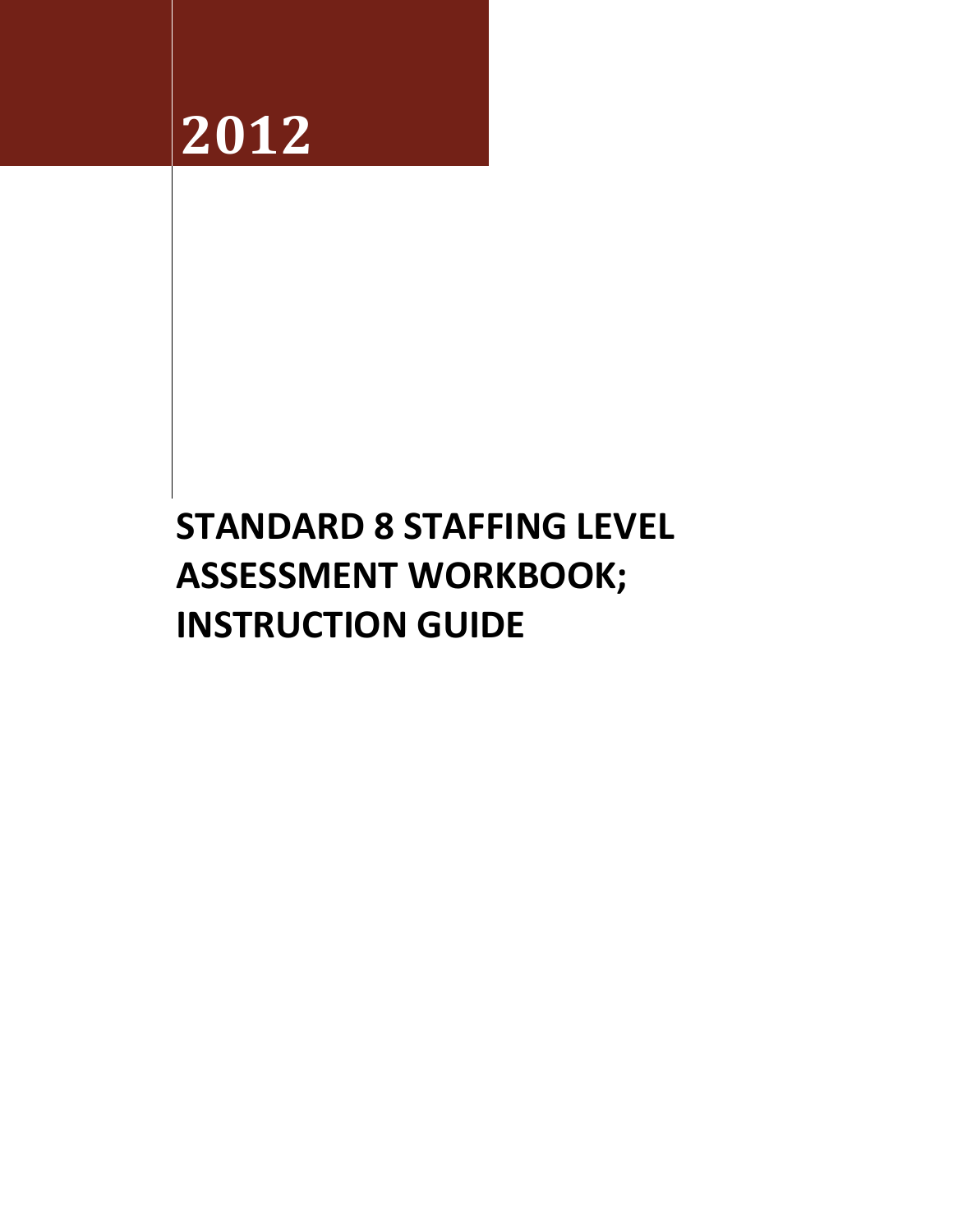2012

# STANDARD 8 STAFFING LEVEL ASSESSMENT WORKBOOK; INSTRUCTION GUIDE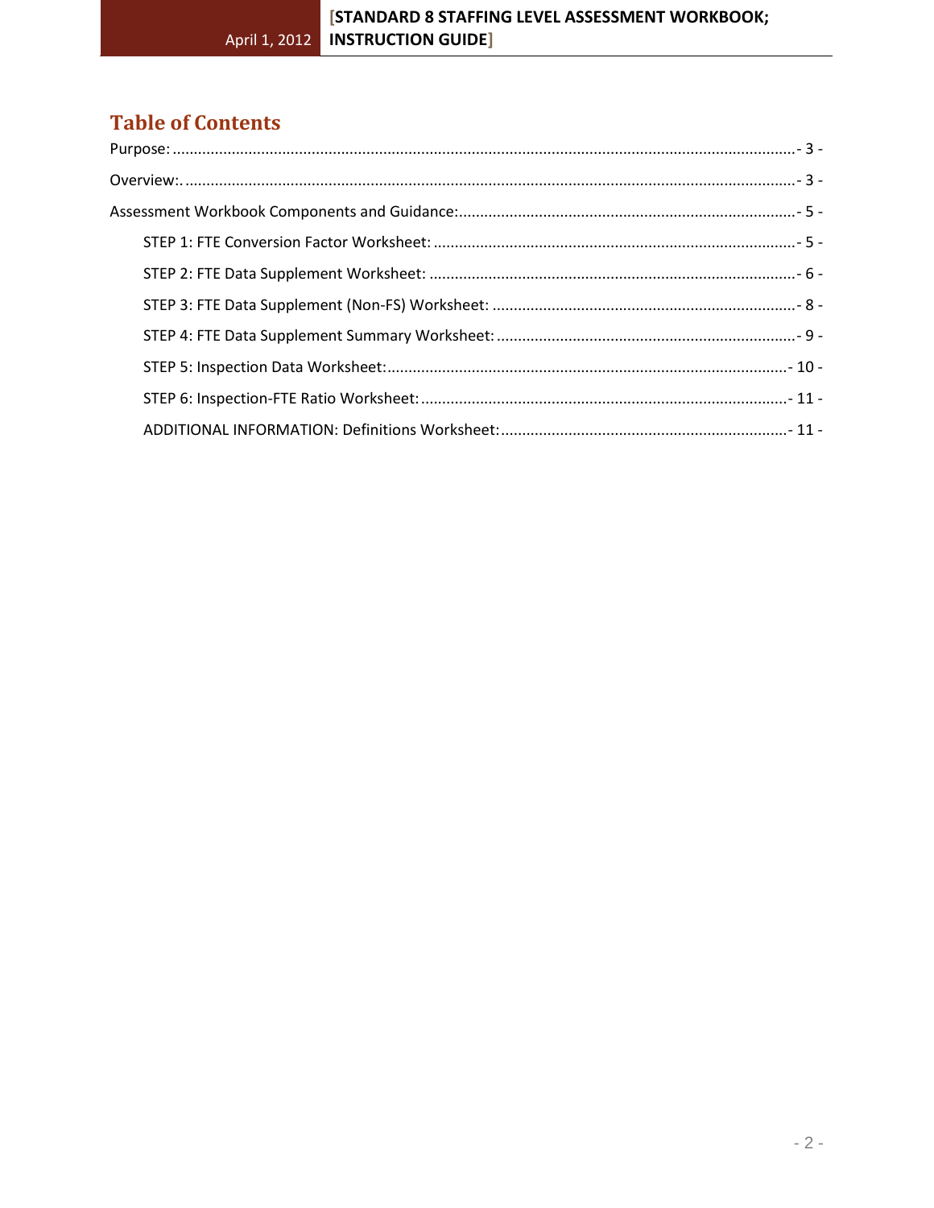# Table of Contents

Purpose: ..................................................................................................................................... - 3 -

Overview:. .................................................................................................................................. - 3 -

Assessment Workbook Components and Guidance: ............................................................................... - 5 -

- STEP 1: FTE Conversion Factor Worksheet: ..................................................................................... - 5 -
- STEP 2: FTE Data Supplement Worksheet: ...................................................................................... - 6 -
- STEP 3: FTE Data Supplement (Non-FS) Worksheet: ....................................................................... - 8 -
- STEP 4: FTE Data Supplement Summary Worksheet: ....................................................................... - 9 -
- STEP 5: Inspection Data Worksheet: .............................................................................................. - 10 -
- STEP 6: Inspection-FTE Ratio Worksheet: ...................................................................................... - 11 -
- ADDITIONAL INFORMATION: Definitions Worksheet: ................................................................... - 11 -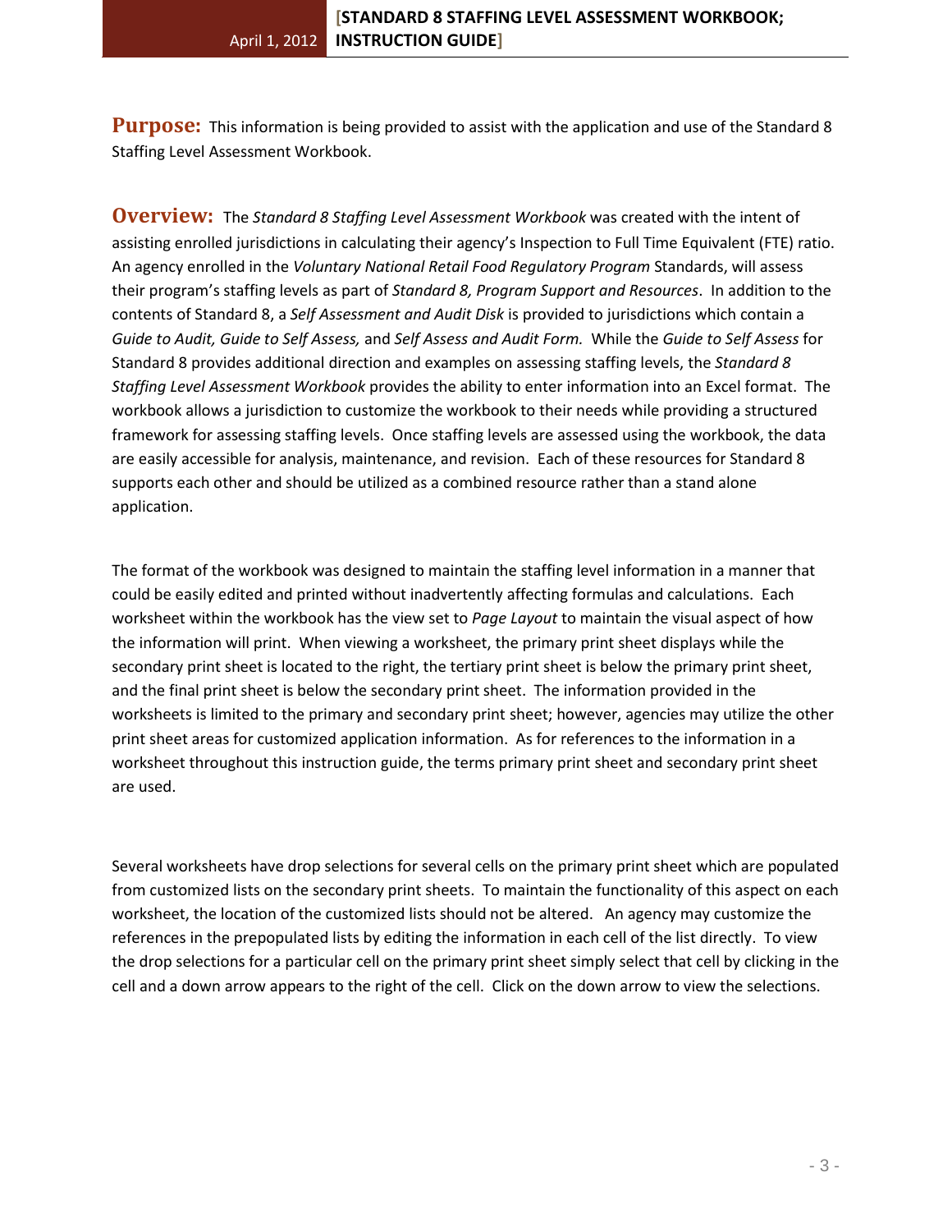**Purpose:** This information is being provided to assist with the application and use of the Standard 8 Staffing Level Assessment Workbook.

**Overview:** The *Standard 8 Staffing Level Assessment Workbook* was created with the intent of assisting enrolled jurisdictions in calculating their agency's Inspection to Full Time Equivalent (FTE) ratio. An agency enrolled in the *Voluntary National Retail Food Regulatory Program* Standards, will assess their program's staffing levels as part of *Standard 8, Program Support and Resources*. In addition to the contents of Standard 8, a *Self Assessment and Audit Disk* is provided to jurisdictions which contain a *Guide to Audit, Guide to Self Assess,* and *Self Assess and Audit Form.* While the *Guide to Self Assess* for Standard 8 provides additional direction and examples on assessing staffing levels, the *Standard 8 Staffing Level Assessment Workbook* provides the ability to enter information into an Excel format. The workbook allows a jurisdiction to customize the workbook to their needs while providing a structured framework for assessing staffing levels. Once staffing levels are assessed using the workbook, the data are easily accessible for analysis, maintenance, and revision. Each of these resources for Standard 8 supports each other and should be utilized as a combined resource rather than a stand alone application.

The format of the workbook was designed to maintain the staffing level information in a manner that could be easily edited and printed without inadvertently affecting formulas and calculations. Each worksheet within the workbook has the view set to *Page Layout* to maintain the visual aspect of how the information will print. When viewing a worksheet, the primary print sheet displays while the secondary print sheet is located to the right, the tertiary print sheet is below the primary print sheet, and the final print sheet is below the secondary print sheet. The information provided in the worksheets is limited to the primary and secondary print sheet; however, agencies may utilize the other print sheet areas for customized application information. As for references to the information in a worksheet throughout this instruction guide, the terms primary print sheet and secondary print sheet are used.

Several worksheets have drop selections for several cells on the primary print sheet which are populated from customized lists on the secondary print sheets. To maintain the functionality of this aspect on each worksheet, the location of the customized lists should not be altered. An agency may customize the references in the prepopulated lists by editing the information in each cell of the list directly. To view the drop selections for a particular cell on the primary print sheet simply select that cell by clicking in the cell and a down arrow appears to the right of the cell. Click on the down arrow to view the selections.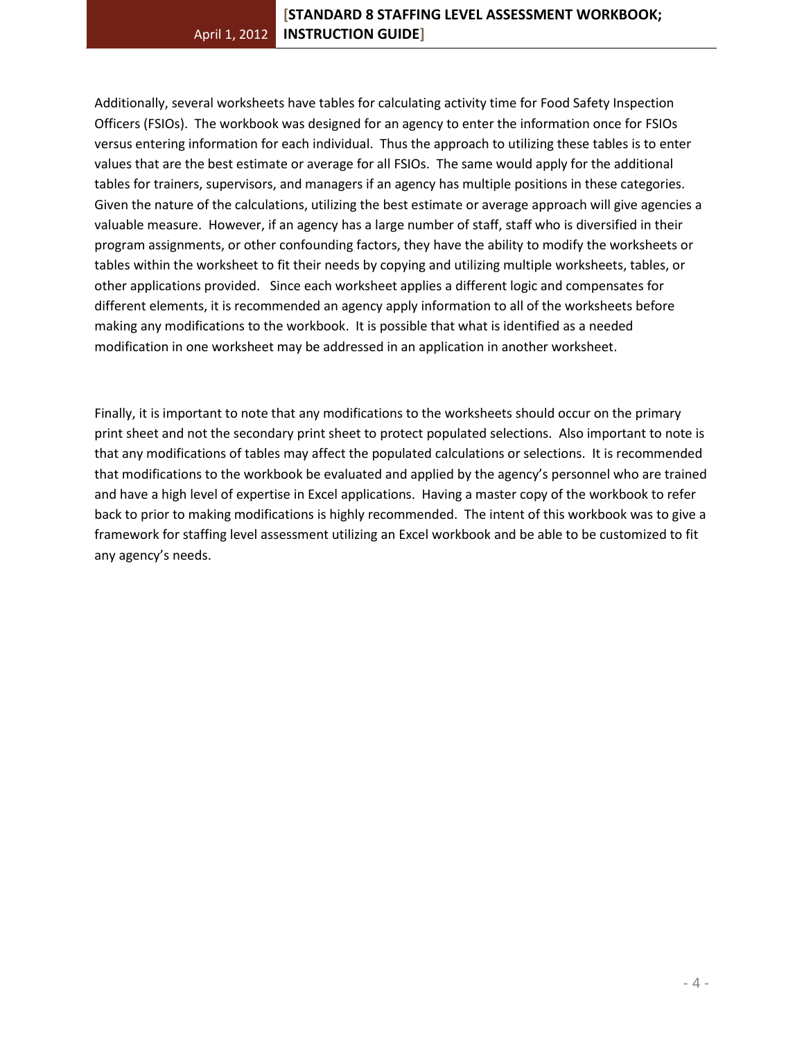Additionally, several worksheets have tables for calculating activity time for Food Safety Inspection Officers (FSIOs). The workbook was designed for an agency to enter the information once for FSIOs versus entering information for each individual. Thus the approach to utilizing these tables is to enter values that are the best estimate or average for all FSIOs. The same would apply for the additional tables for trainers, supervisors, and managers if an agency has multiple positions in these categories. Given the nature of the calculations, utilizing the best estimate or average approach will give agencies a valuable measure. However, if an agency has a large number of staff, staff who is diversified in their program assignments, or other confounding factors, they have the ability to modify the worksheets or tables within the worksheet to fit their needs by copying and utilizing multiple worksheets, tables, or other applications provided. Since each worksheet applies a different logic and compensates for different elements, it is recommended an agency apply information to all of the worksheets before making any modifications to the workbook. It is possible that what is identified as a needed modification in one worksheet may be addressed in an application in another worksheet.

Finally, it is important to note that any modifications to the worksheets should occur on the primary print sheet and not the secondary print sheet to protect populated selections. Also important to note is that any modifications of tables may affect the populated calculations or selections. It is recommended that modifications to the workbook be evaluated and applied by the agency's personnel who are trained and have a high level of expertise in Excel applications. Having a master copy of the workbook to refer back to prior to making modifications is highly recommended. The intent of this workbook was to give a framework for staffing level assessment utilizing an Excel workbook and be able to be customized to fit any agency's needs.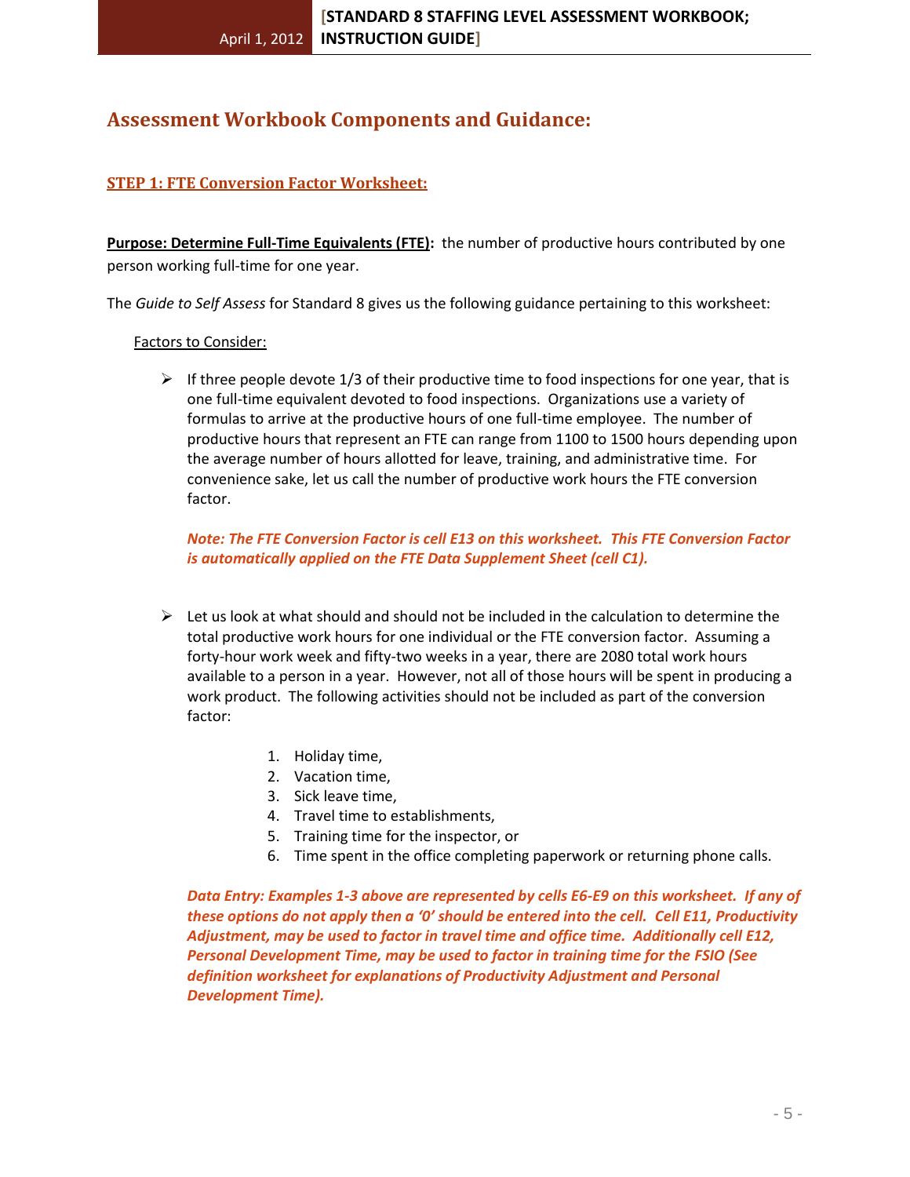## Assessment Workbook Components and Guidance:

### STEP 1: FTE Conversion Factor Worksheet:

**Purpose: Determine Full-Time Equivalents (FTE):** the number of productive hours contributed by one person working full-time for one year.

The *Guide to Self Assess* for Standard 8 gives us the following guidance pertaining to this worksheet:

Factors to Consider:

- If three people devote 1/3 of their productive time to food inspections for one year, that is one full-time equivalent devoted to food inspections. Organizations use a variety of formulas to arrive at the productive hours of one full-time employee. The number of productive hours that represent an FTE can range from 1100 to 1500 hours depending upon the average number of hours allotted for leave, training, and administrative time. For convenience sake, let us call the number of productive work hours the FTE conversion factor.

  ***Note: The FTE Conversion Factor is cell E13 on this worksheet. This FTE Conversion Factor is automatically applied on the FTE Data Supplement Sheet (cell C1).***

- Let us look at what should and should not be included in the calculation to determine the total productive work hours for one individual or the FTE conversion factor. Assuming a forty-hour work week and fifty-two weeks in a year, there are 2080 total work hours available to a person in a year. However, not all of those hours will be spent in producing a work product. The following activities should not be included as part of the conversion factor:

  1. Holiday time,
  2. Vacation time,
  3. Sick leave time,
  4. Travel time to establishments,
  5. Training time for the inspector, or
  6. Time spent in the office completing paperwork or returning phone calls.

  ***Data Entry: Examples 1-3 above are represented by cells E6-E9 on this worksheet. If any of these options do not apply then a '0' should be entered into the cell. Cell E11, Productivity Adjustment, may be used to factor in travel time and office time. Additionally cell E12, Personal Development Time, may be used to factor in training time for the FSIO (See definition worksheet for explanations of Productivity Adjustment and Personal Development Time).***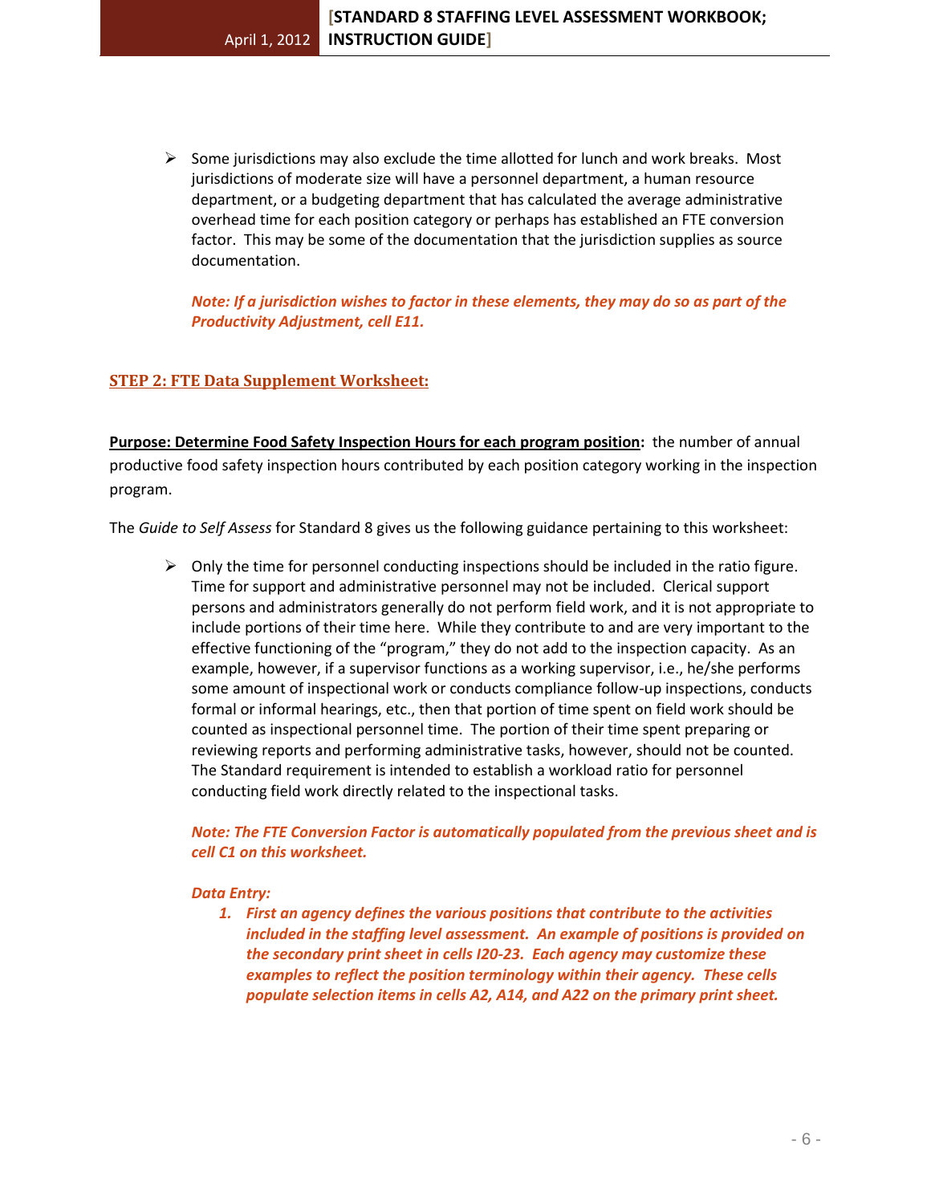- Some jurisdictions may also exclude the time allotted for lunch and work breaks. Most jurisdictions of moderate size will have a personnel department, a human resource department, or a budgeting department that has calculated the average administrative overhead time for each position category or perhaps has established an FTE conversion factor. This may be some of the documentation that the jurisdiction supplies as source documentation.

  ***Note: If a jurisdiction wishes to factor in these elements, they may do so as part of the Productivity Adjustment, cell E11.***

## STEP 2: FTE Data Supplement Worksheet:

**Purpose: Determine Food Safety Inspection Hours for each program position:** the number of annual productive food safety inspection hours contributed by each position category working in the inspection program.

The *Guide to Self Assess* for Standard 8 gives us the following guidance pertaining to this worksheet:

- Only the time for personnel conducting inspections should be included in the ratio figure. Time for support and administrative personnel may not be included. Clerical support persons and administrators generally do not perform field work, and it is not appropriate to include portions of their time here. While they contribute to and are very important to the effective functioning of the "program," they do not add to the inspection capacity. As an example, however, if a supervisor functions as a working supervisor, i.e., he/she performs some amount of inspectional work or conducts compliance follow-up inspections, conducts formal or informal hearings, etc., then that portion of time spent on field work should be counted as inspectional personnel time. The portion of their time spent preparing or reviewing reports and performing administrative tasks, however, should not be counted. The Standard requirement is intended to establish a workload ratio for personnel conducting field work directly related to the inspectional tasks.

  ***Note: The FTE Conversion Factor is automatically populated from the previous sheet and is cell C1 on this worksheet.***

  ***Data Entry:***

  1. ***First an agency defines the various positions that contribute to the activities included in the staffing level assessment. An example of positions is provided on the secondary print sheet in cells I20-23. Each agency may customize these examples to reflect the position terminology within their agency. These cells populate selection items in cells A2, A14, and A22 on the primary print sheet.***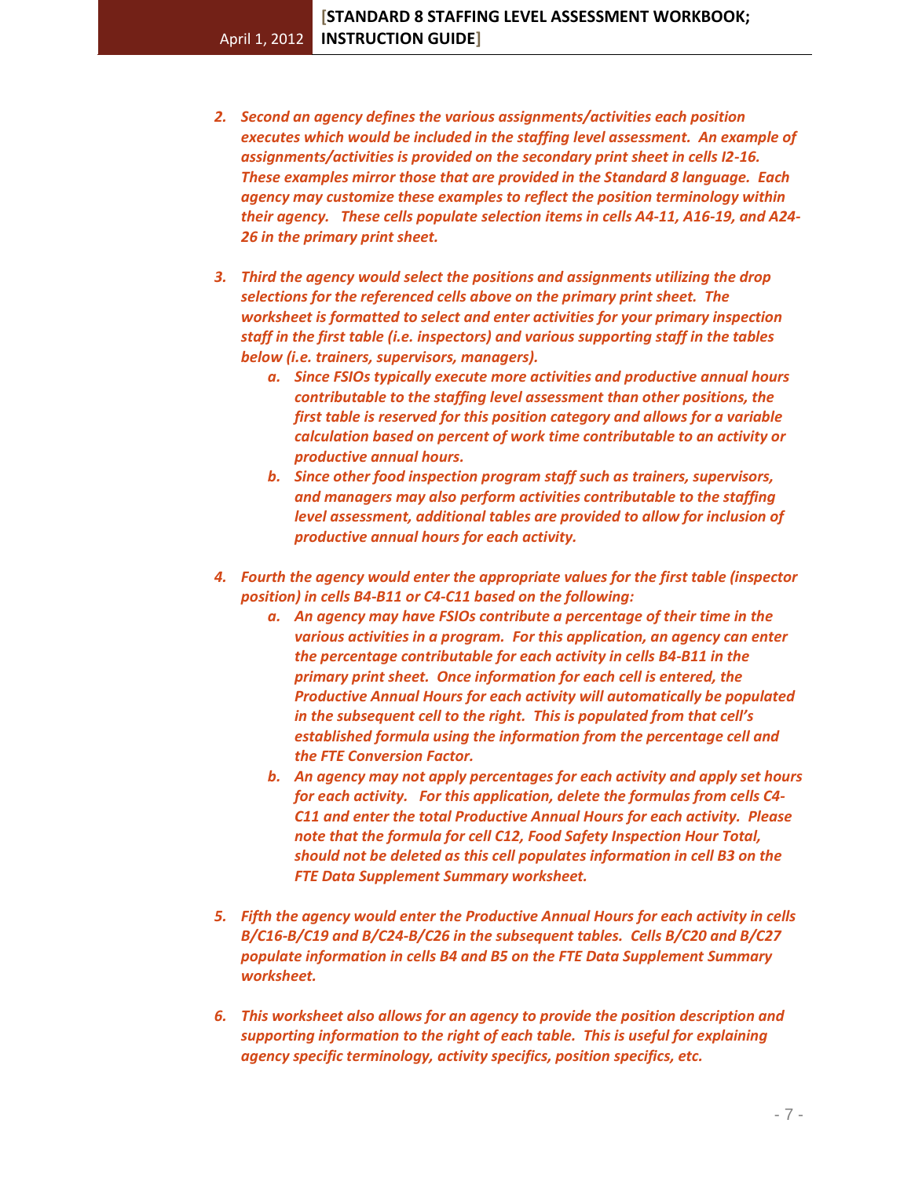2. *Second an agency defines the various assignments/activities each position executes which would be included in the staffing level assessment. An example of assignments/activities is provided on the secondary print sheet in cells I2-16. These examples mirror those that are provided in the Standard 8 language. Each agency may customize these examples to reflect the position terminology within their agency. These cells populate selection items in cells A4-11, A16-19, and A24-26 in the primary print sheet.*

3. *Third the agency would select the positions and assignments utilizing the drop selections for the referenced cells above on the primary print sheet. The worksheet is formatted to select and enter activities for your primary inspection staff in the first table (i.e. inspectors) and various supporting staff in the tables below (i.e. trainers, supervisors, managers).*
   a. *Since FSIOs typically execute more activities and productive annual hours contributable to the staffing level assessment than other positions, the first table is reserved for this position category and allows for a variable calculation based on percent of work time contributable to an activity or productive annual hours.*
   b. *Since other food inspection program staff such as trainers, supervisors, and managers may also perform activities contributable to the staffing level assessment, additional tables are provided to allow for inclusion of productive annual hours for each activity.*

4. *Fourth the agency would enter the appropriate values for the first table (inspector position) in cells B4-B11 or C4-C11 based on the following:*
   a. *An agency may have FSIOs contribute a percentage of their time in the various activities in a program. For this application, an agency can enter the percentage contributable for each activity in cells B4-B11 in the primary print sheet. Once information for each cell is entered, the Productive Annual Hours for each activity will automatically be populated in the subsequent cell to the right. This is populated from that cell's established formula using the information from the percentage cell and the FTE Conversion Factor.*
   b. *An agency may not apply percentages for each activity and apply set hours for each activity. For this application, delete the formulas from cells C4-C11 and enter the total Productive Annual Hours for each activity. Please note that the formula for cell C12, Food Safety Inspection Hour Total, should not be deleted as this cell populates information in cell B3 on the FTE Data Supplement Summary worksheet.*

5. *Fifth the agency would enter the Productive Annual Hours for each activity in cells B/C16-B/C19 and B/C24-B/C26 in the subsequent tables. Cells B/C20 and B/C27 populate information in cells B4 and B5 on the FTE Data Supplement Summary worksheet.*

6. *This worksheet also allows for an agency to provide the position description and supporting information to the right of each table. This is useful for explaining agency specific terminology, activity specifics, position specifics, etc.*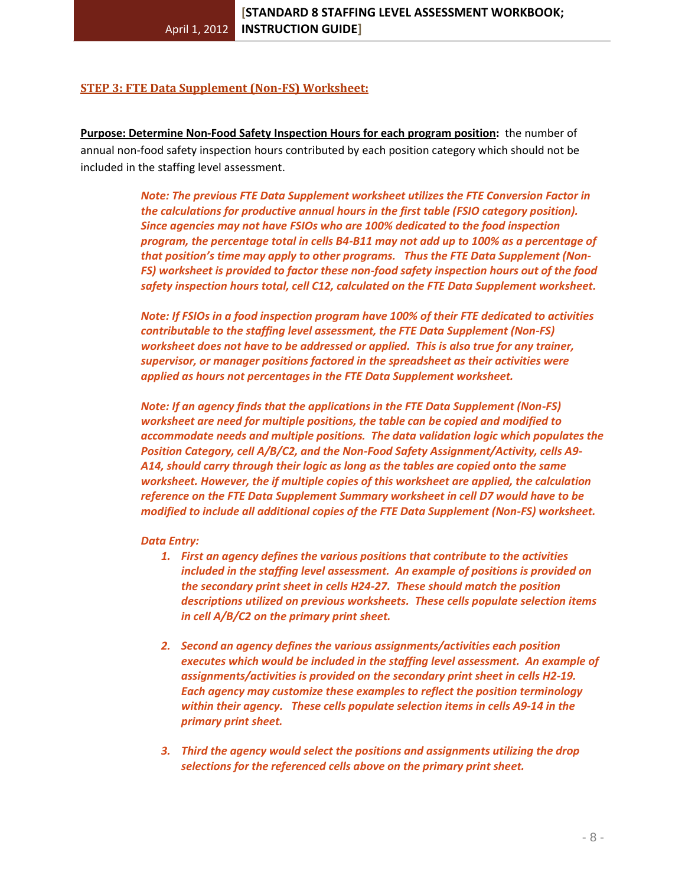## STEP 3: FTE Data Supplement (Non-FS) Worksheet:

**Purpose: Determine Non-Food Safety Inspection Hours for each program position:** the number of annual non-food safety inspection hours contributed by each position category which should not be included in the staffing level assessment.

> ***Note: The previous FTE Data Supplement worksheet utilizes the FTE Conversion Factor in the calculations for productive annual hours in the first table (FSIO category position). Since agencies may not have FSIOs who are 100% dedicated to the food inspection program, the percentage total in cells B4-B11 may not add up to 100% as a percentage of that position's time may apply to other programs. Thus the FTE Data Supplement (Non-FS) worksheet is provided to factor these non-food safety inspection hours out of the food safety inspection hours total, cell C12, calculated on the FTE Data Supplement worksheet.***
>
> ***Note: If FSIOs in a food inspection program have 100% of their FTE dedicated to activities contributable to the staffing level assessment, the FTE Data Supplement (Non-FS) worksheet does not have to be addressed or applied. This is also true for any trainer, supervisor, or manager positions factored in the spreadsheet as their activities were applied as hours not percentages in the FTE Data Supplement worksheet.***
>
> ***Note: If an agency finds that the applications in the FTE Data Supplement (Non-FS) worksheet are need for multiple positions, the table can be copied and modified to accommodate needs and multiple positions. The data validation logic which populates the Position Category, cell A/B/C2, and the Non-Food Safety Assignment/Activity, cells A9-A14, should carry through their logic as long as the tables are copied onto the same worksheet. However, the if multiple copies of this worksheet are applied, the calculation reference on the FTE Data Supplement Summary worksheet in cell D7 would have to be modified to include all additional copies of the FTE Data Supplement (Non-FS) worksheet.***
>
> ***Data Entry:***
>
> 1. ***First an agency defines the various positions that contribute to the activities included in the staffing level assessment. An example of positions is provided on the secondary print sheet in cells H24-27. These should match the position descriptions utilized on previous worksheets. These cells populate selection items in cell A/B/C2 on the primary print sheet.***
>
> 2. ***Second an agency defines the various assignments/activities each position executes which would be included in the staffing level assessment. An example of assignments/activities is provided on the secondary print sheet in cells H2-19. Each agency may customize these examples to reflect the position terminology within their agency. These cells populate selection items in cells A9-14 in the primary print sheet.***
>
> 3. ***Third the agency would select the positions and assignments utilizing the drop selections for the referenced cells above on the primary print sheet.***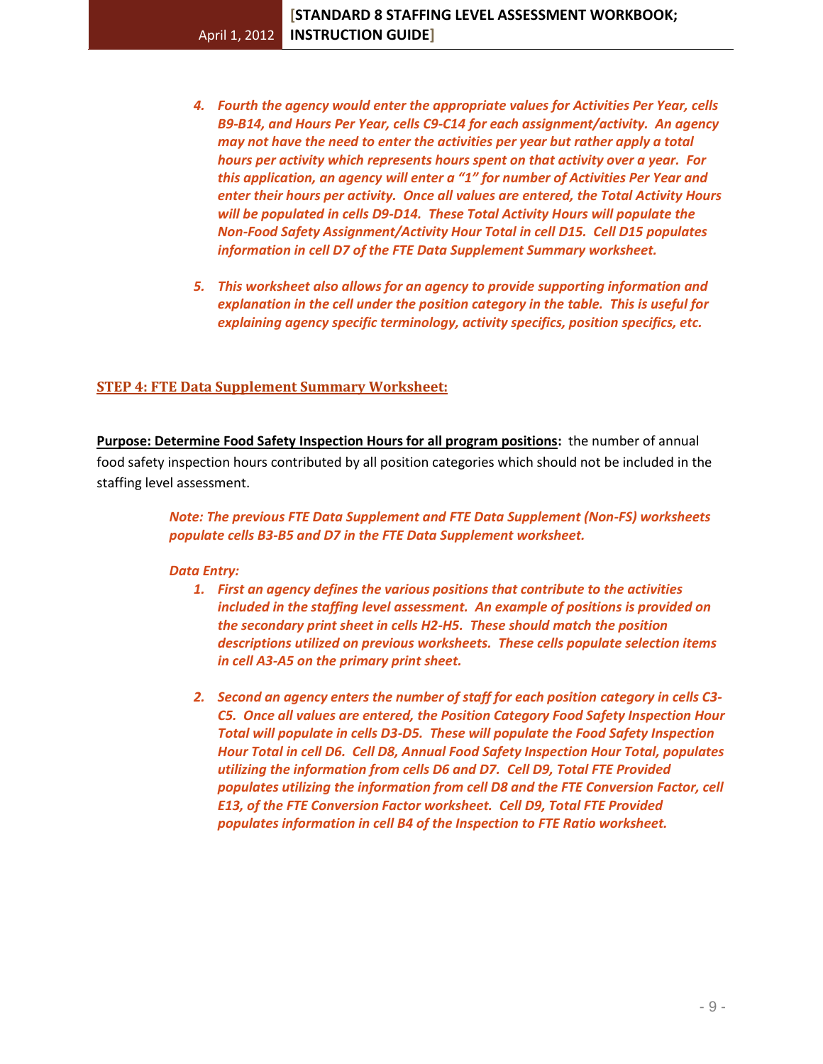4. ***Fourth the agency would enter the appropriate values for Activities Per Year, cells B9-B14, and Hours Per Year, cells C9-C14 for each assignment/activity. An agency may not have the need to enter the activities per year but rather apply a total hours per activity which represents hours spent on that activity over a year. For this application, an agency will enter a "1" for number of Activities Per Year and enter their hours per activity. Once all values are entered, the Total Activity Hours will be populated in cells D9-D14. These Total Activity Hours will populate the Non-Food Safety Assignment/Activity Hour Total in cell D15. Cell D15 populates information in cell D7 of the FTE Data Supplement Summary worksheet.***

5. ***This worksheet also allows for an agency to provide supporting information and explanation in the cell under the position category in the table. This is useful for explaining agency specific terminology, activity specifics, position specifics, etc.***

## STEP 4: FTE Data Supplement Summary Worksheet:

**Purpose: Determine Food Safety Inspection Hours for all program positions:** the number of annual food safety inspection hours contributed by all position categories which should not be included in the staffing level assessment.

> ***Note: The previous FTE Data Supplement and FTE Data Supplement (Non-FS) worksheets populate cells B3-B5 and D7 in the FTE Data Supplement worksheet.***
>
> ***Data Entry:***
>
> 1. ***First an agency defines the various positions that contribute to the activities included in the staffing level assessment. An example of positions is provided on the secondary print sheet in cells H2-H5. These should match the position descriptions utilized on previous worksheets. These cells populate selection items in cell A3-A5 on the primary print sheet.***
>
> 2. ***Second an agency enters the number of staff for each position category in cells C3-C5. Once all values are entered, the Position Category Food Safety Inspection Hour Total will populate in cells D3-D5. These will populate the Food Safety Inspection Hour Total in cell D6. Cell D8, Annual Food Safety Inspection Hour Total, populates utilizing the information from cells D6 and D7. Cell D9, Total FTE Provided populates utilizing the information from cell D8 and the FTE Conversion Factor, cell E13, of the FTE Conversion Factor worksheet. Cell D9, Total FTE Provided populates information in cell B4 of the Inspection to FTE Ratio worksheet.***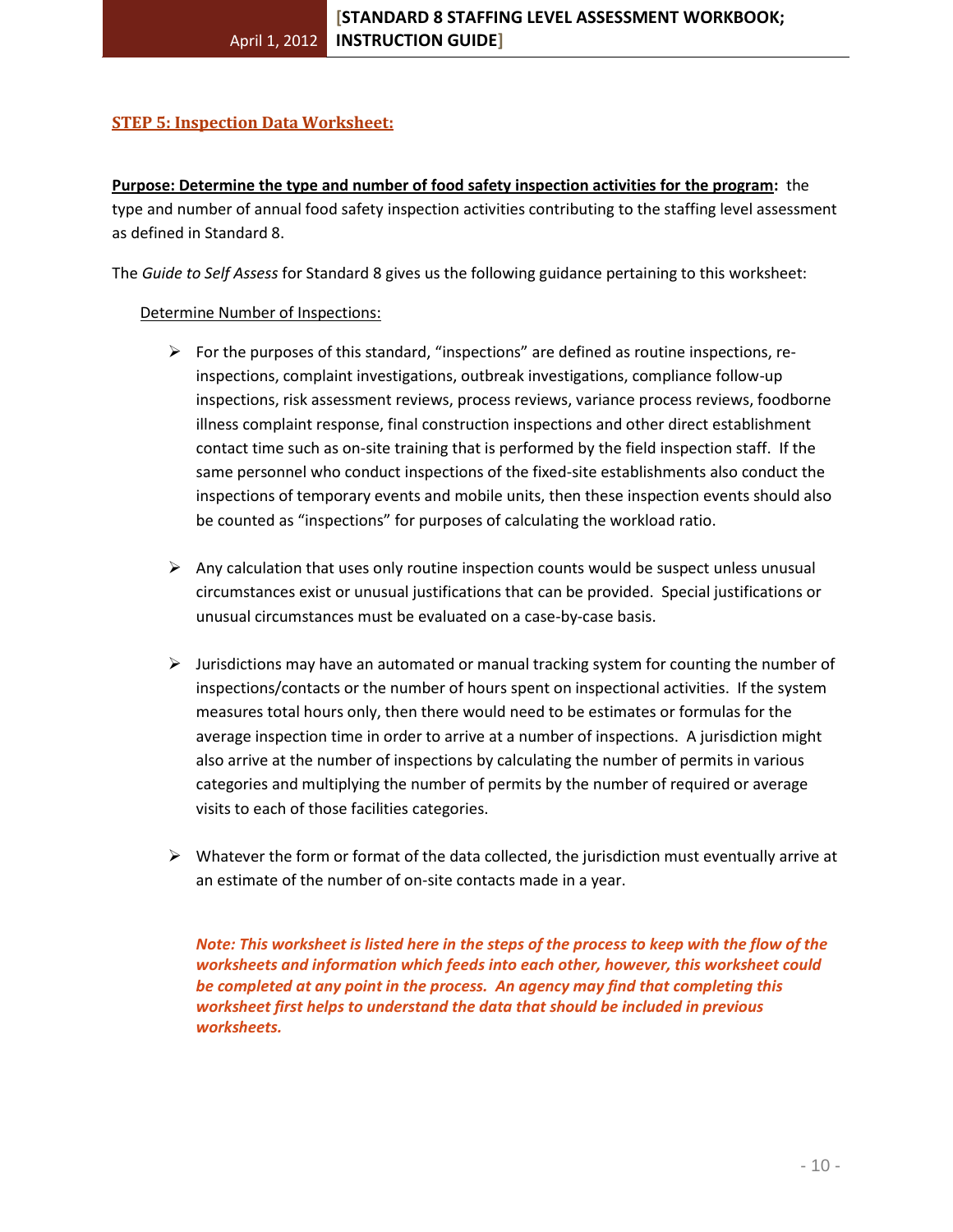## STEP 5: Inspection Data Worksheet:

**Purpose: Determine the type and number of food safety inspection activities for the program:** the type and number of annual food safety inspection activities contributing to the staffing level assessment as defined in Standard 8.

The *Guide to Self Assess* for Standard 8 gives us the following guidance pertaining to this worksheet:

Determine Number of Inspections:

- For the purposes of this standard, "inspections" are defined as routine inspections, re-inspections, complaint investigations, outbreak investigations, compliance follow-up inspections, risk assessment reviews, process reviews, variance process reviews, foodborne illness complaint response, final construction inspections and other direct establishment contact time such as on-site training that is performed by the field inspection staff. If the same personnel who conduct inspections of the fixed-site establishments also conduct the inspections of temporary events and mobile units, then these inspection events should also be counted as "inspections" for purposes of calculating the workload ratio.

- Any calculation that uses only routine inspection counts would be suspect unless unusual circumstances exist or unusual justifications that can be provided. Special justifications or unusual circumstances must be evaluated on a case-by-case basis.

- Jurisdictions may have an automated or manual tracking system for counting the number of inspections/contacts or the number of hours spent on inspectional activities. If the system measures total hours only, then there would need to be estimates or formulas for the average inspection time in order to arrive at a number of inspections. A jurisdiction might also arrive at the number of inspections by calculating the number of permits in various categories and multiplying the number of permits by the number of required or average visits to each of those facilities categories.

- Whatever the form or format of the data collected, the jurisdiction must eventually arrive at an estimate of the number of on-site contacts made in a year.

***Note: This worksheet is listed here in the steps of the process to keep with the flow of the worksheets and information which feeds into each other, however, this worksheet could be completed at any point in the process. An agency may find that completing this worksheet first helps to understand the data that should be included in previous worksheets.***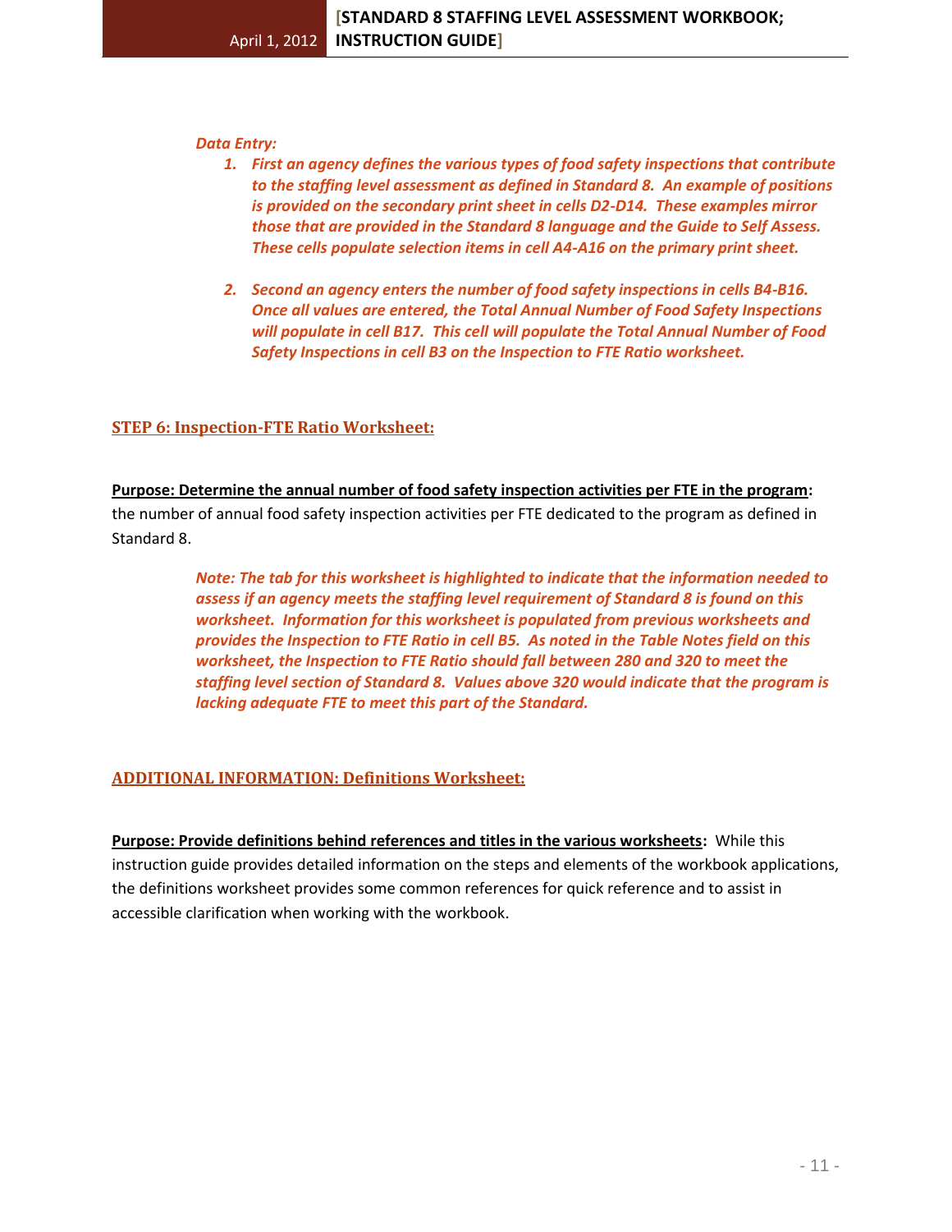*Data Entry:*

1. ***First an agency defines the various types of food safety inspections that contribute to the staffing level assessment as defined in Standard 8. An example of positions is provided on the secondary print sheet in cells D2-D14. These examples mirror those that are provided in the Standard 8 language and the Guide to Self Assess. These cells populate selection items in cell A4-A16 on the primary print sheet.***

2. ***Second an agency enters the number of food safety inspections in cells B4-B16. Once all values are entered, the Total Annual Number of Food Safety Inspections will populate in cell B17. This cell will populate the Total Annual Number of Food Safety Inspections in cell B3 on the Inspection to FTE Ratio worksheet.***

## STEP 6: Inspection-FTE Ratio Worksheet:

**Purpose: Determine the annual number of food safety inspection activities per FTE in the program:** the number of annual food safety inspection activities per FTE dedicated to the program as defined in Standard 8.

***Note: The tab for this worksheet is highlighted to indicate that the information needed to assess if an agency meets the staffing level requirement of Standard 8 is found on this worksheet. Information for this worksheet is populated from previous worksheets and provides the Inspection to FTE Ratio in cell B5. As noted in the Table Notes field on this worksheet, the Inspection to FTE Ratio should fall between 280 and 320 to meet the staffing level section of Standard 8. Values above 320 would indicate that the program is lacking adequate FTE to meet this part of the Standard.***

## ADDITIONAL INFORMATION: Definitions Worksheet:

**Purpose: Provide definitions behind references and titles in the various worksheets:** While this instruction guide provides detailed information on the steps and elements of the workbook applications, the definitions worksheet provides some common references for quick reference and to assist in accessible clarification when working with the workbook.